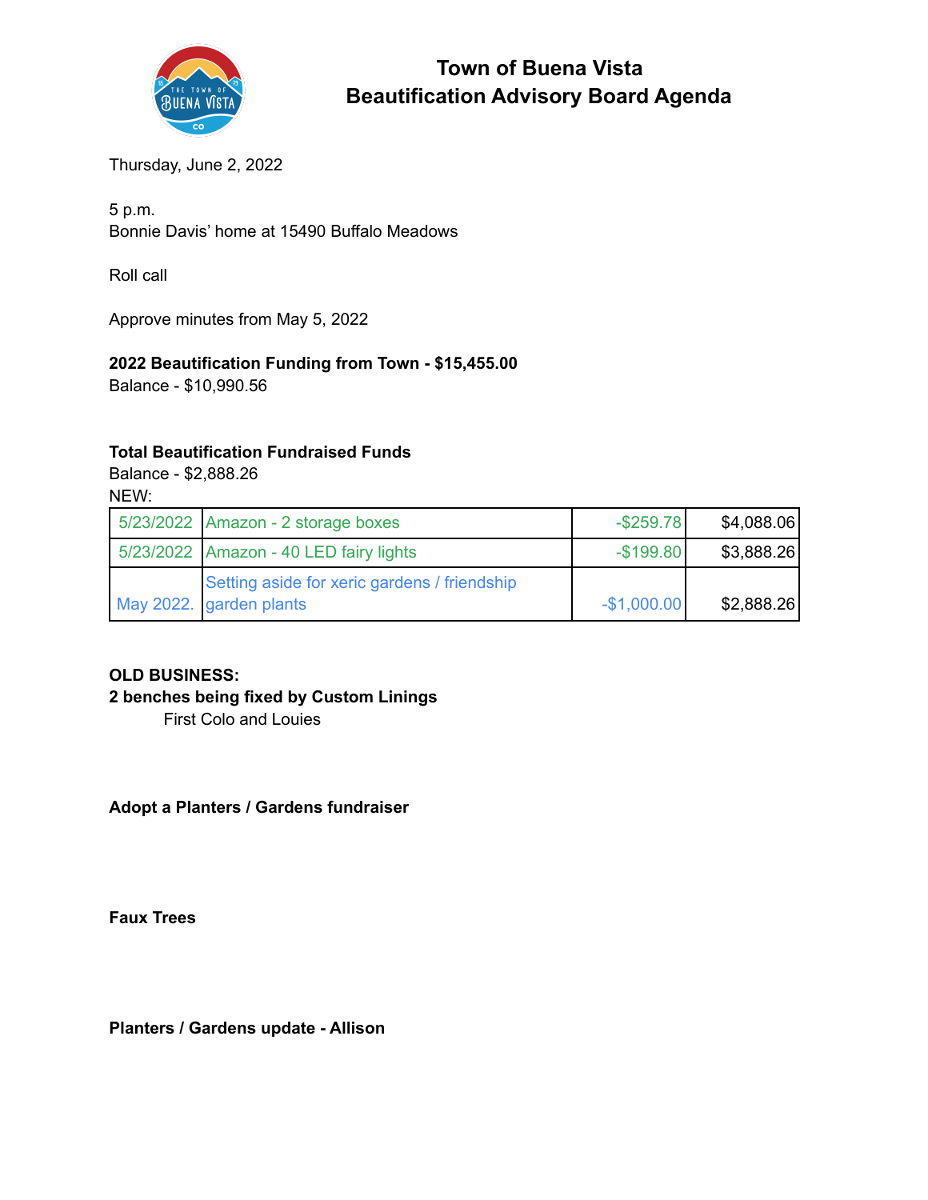# Town of Buena Vista
## Beautification Advisory Board Agenda

Thursday, June 2, 2022

5 p.m.
Bonnie Davis' home at 15490 Buffalo Meadows

Roll call

Approve minutes from May 5, 2022

**2022 Beautification Funding from Town - $15,455.00**
Balance - $10,990.56

**Total Beautification Fundraised Funds**
Balance - $2,888.26
NEW:

| | | | |
|---|---|---|---|
| 5/23/2022 | Amazon - 2 storage boxes | -$259.78 | $4,088.06 |
| 5/23/2022 | Amazon - 40 LED fairy lights | -$199.80 | $3,888.26 |
| May 2022. | Setting aside for xeric gardens / friendship garden plants | -$1,000.00 | $2,888.26 |

**OLD BUSINESS:**

**2 benches being fixed by Custom Linings**

First Colo and Louies

**Adopt a Planters / Gardens fundraiser**

**Faux Trees**

**Planters / Gardens update - Allison**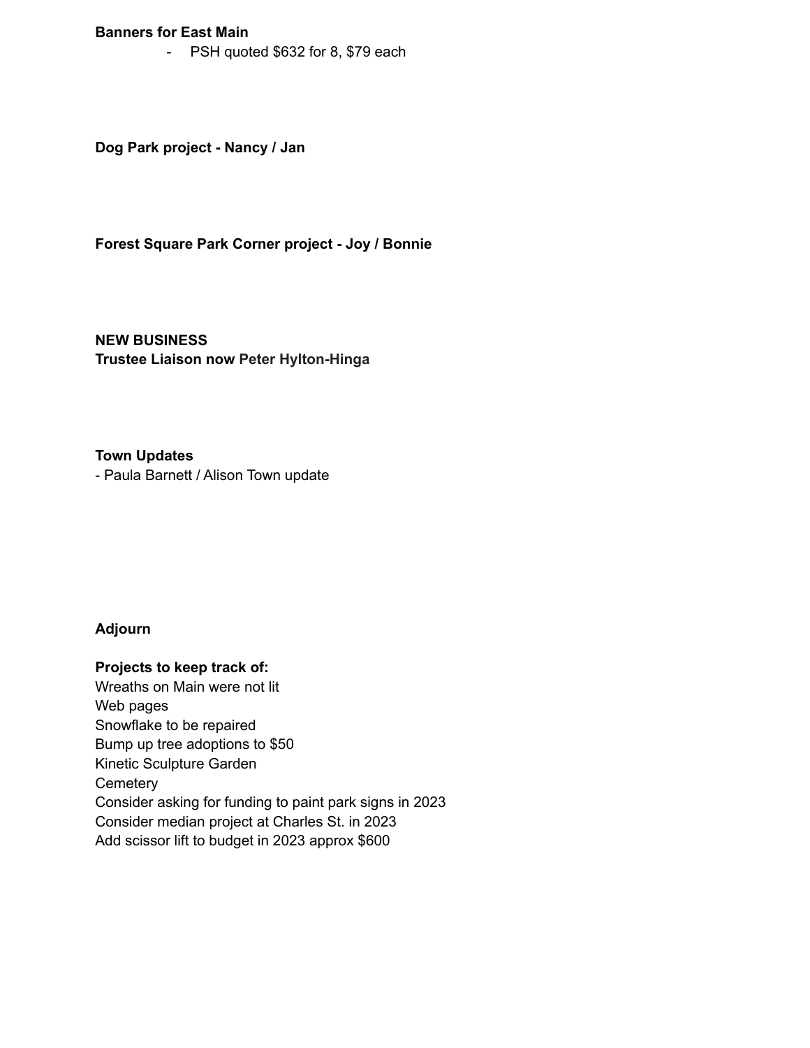**Banners for East Main**

- PSH quoted $632 for 8, $79 each

**Dog Park project - Nancy / Jan**

**Forest Square Park Corner project - Joy / Bonnie**

**NEW BUSINESS**

**Trustee Liaison now Peter Hylton-Hinga**

**Town Updates**

- Paula Barnett / Alison Town update

**Adjourn**

**Projects to keep track of:**

Wreaths on Main were not lit
Web pages
Snowflake to be repaired
Bump up tree adoptions to $50
Kinetic Sculpture Garden
Cemetery
Consider asking for funding to paint park signs in 2023
Consider median project at Charles St. in 2023
Add scissor lift to budget in 2023 approx $600